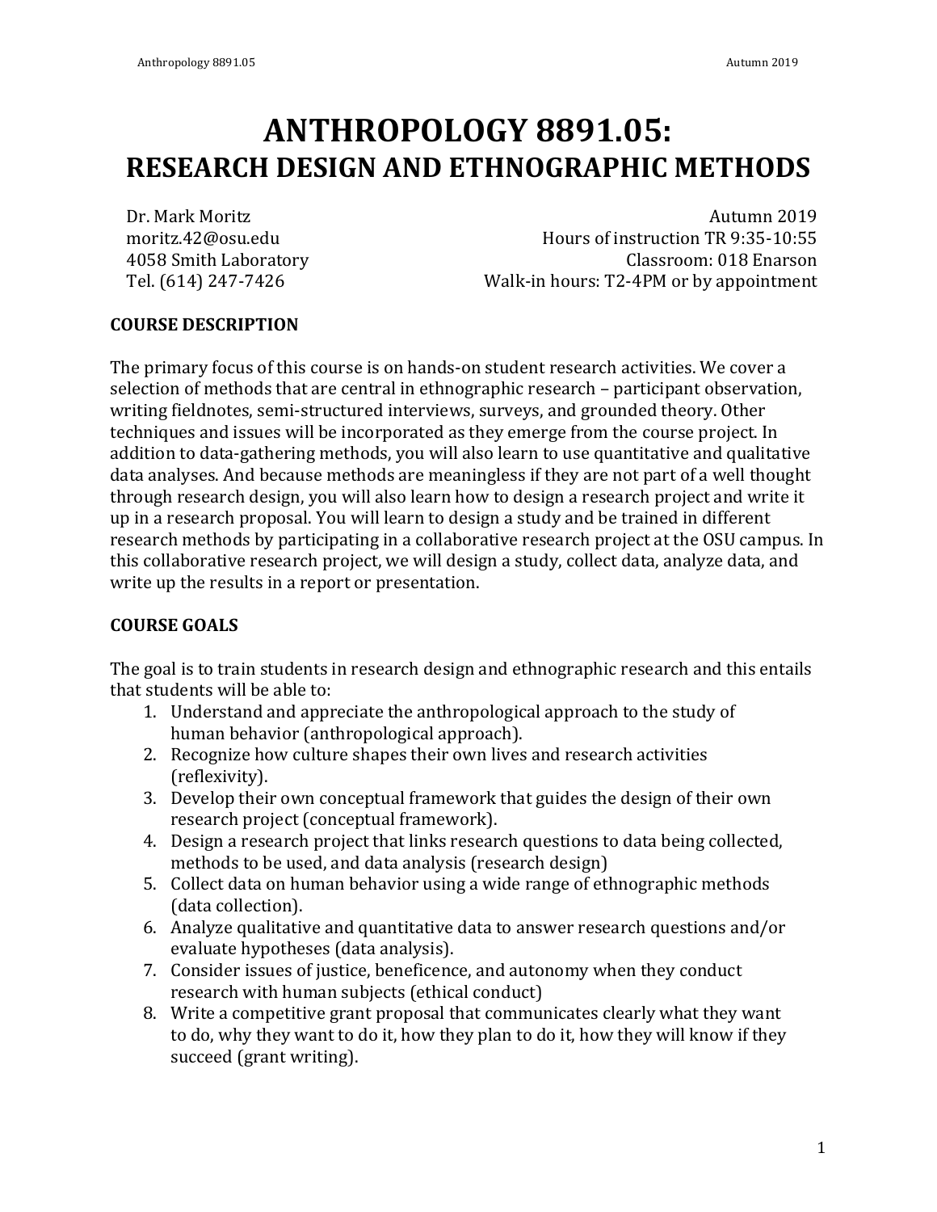# ANTHROPOLOGY 8891.05:
## RESEARCH DESIGN AND ETHNOGRAPHIC METHODS

Dr. Mark Moritz
moritz.42@osu.edu
4058 Smith Laboratory
Tel. (614) 247-7426

Autumn 2019
Hours of instruction TR 9:35-10:55
Classroom: 018 Enarson
Walk-in hours: T2-4PM or by appointment

**COURSE DESCRIPTION**

The primary focus of this course is on hands-on student research activities. We cover a selection of methods that are central in ethnographic research – participant observation, writing fieldnotes, semi-structured interviews, surveys, and grounded theory. Other techniques and issues will be incorporated as they emerge from the course project. In addition to data-gathering methods, you will also learn to use quantitative and qualitative data analyses. And because methods are meaningless if they are not part of a well thought through research design, you will also learn how to design a research project and write it up in a research proposal. You will learn to design a study and be trained in different research methods by participating in a collaborative research project at the OSU campus. In this collaborative research project, we will design a study, collect data, analyze data, and write up the results in a report or presentation.

**COURSE GOALS**

The goal is to train students in research design and ethnographic research and this entails that students will be able to:

1. Understand and appreciate the anthropological approach to the study of human behavior (anthropological approach).
2. Recognize how culture shapes their own lives and research activities (reflexivity).
3. Develop their own conceptual framework that guides the design of their own research project (conceptual framework).
4. Design a research project that links research questions to data being collected, methods to be used, and data analysis (research design)
5. Collect data on human behavior using a wide range of ethnographic methods (data collection).
6. Analyze qualitative and quantitative data to answer research questions and/or evaluate hypotheses (data analysis).
7. Consider issues of justice, beneficence, and autonomy when they conduct research with human subjects (ethical conduct)
8. Write a competitive grant proposal that communicates clearly what they want to do, why they want to do it, how they plan to do it, how they will know if they succeed (grant writing).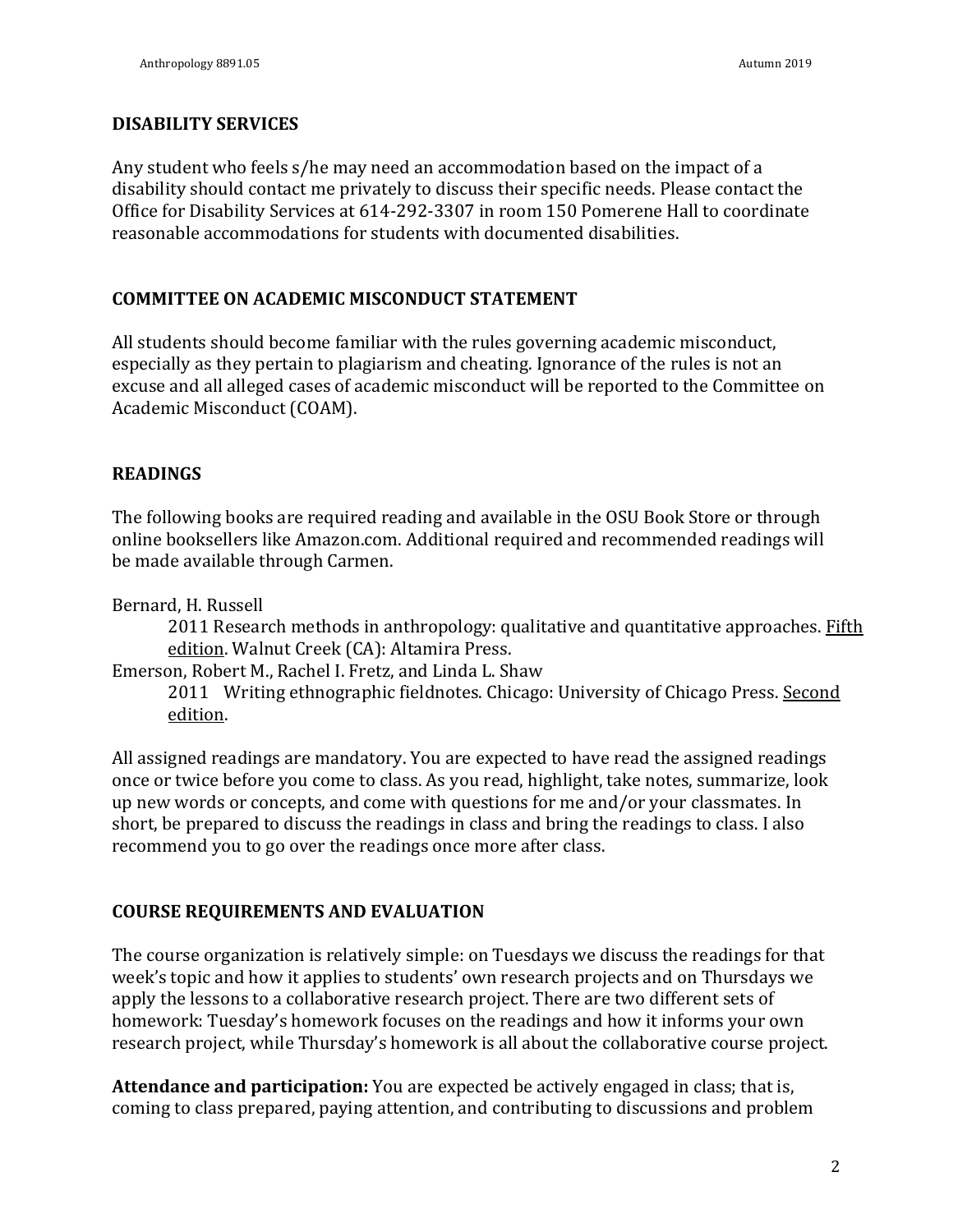## DISABILITY SERVICES

Any student who feels s/he may need an accommodation based on the impact of a disability should contact me privately to discuss their specific needs. Please contact the Office for Disability Services at 614-292-3307 in room 150 Pomerene Hall to coordinate reasonable accommodations for students with documented disabilities.

## COMMITTEE ON ACADEMIC MISCONDUCT STATEMENT

All students should become familiar with the rules governing academic misconduct, especially as they pertain to plagiarism and cheating. Ignorance of the rules is not an excuse and all alleged cases of academic misconduct will be reported to the Committee on Academic Misconduct (COAM).

## READINGS

The following books are required reading and available in the OSU Book Store or through online booksellers like Amazon.com. Additional required and recommended readings will be made available through Carmen.

Bernard, H. Russell
> 2011 Research methods in anthropology: qualitative and quantitative approaches. <u>Fifth edition</u>. Walnut Creek (CA): Altamira Press.

Emerson, Robert M., Rachel I. Fretz, and Linda L. Shaw
> 2011 Writing ethnographic fieldnotes. Chicago: University of Chicago Press. <u>Second edition</u>.

All assigned readings are mandatory. You are expected to have read the assigned readings once or twice before you come to class. As you read, highlight, take notes, summarize, look up new words or concepts, and come with questions for me and/or your classmates. In short, be prepared to discuss the readings in class and bring the readings to class. I also recommend you to go over the readings once more after class.

## COURSE REQUIREMENTS AND EVALUATION

The course organization is relatively simple: on Tuesdays we discuss the readings for that week's topic and how it applies to students' own research projects and on Thursdays we apply the lessons to a collaborative research project. There are two different sets of homework: Tuesday's homework focuses on the readings and how it informs your own research project, while Thursday's homework is all about the collaborative course project.

**Attendance and participation:** You are expected be actively engaged in class; that is, coming to class prepared, paying attention, and contributing to discussions and problem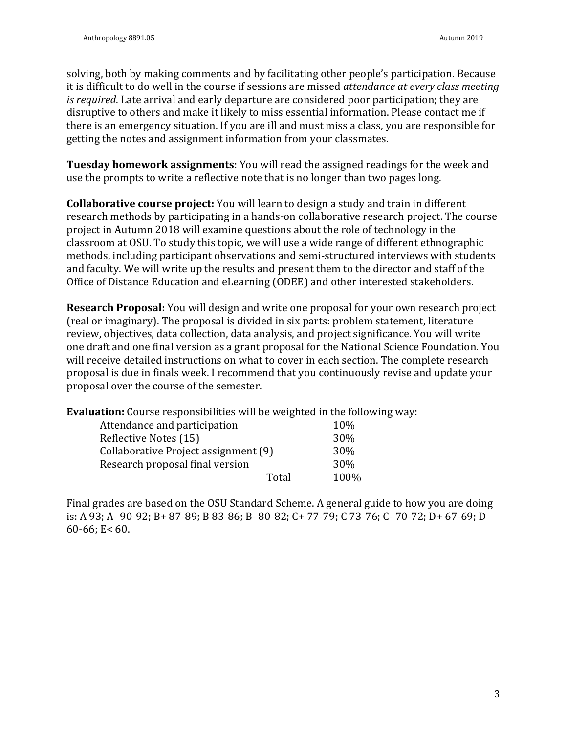solving, both by making comments and by facilitating other people's participation. Because it is difficult to do well in the course if sessions are missed *attendance at every class meeting is required*. Late arrival and early departure are considered poor participation; they are disruptive to others and make it likely to miss essential information. Please contact me if there is an emergency situation. If you are ill and must miss a class, you are responsible for getting the notes and assignment information from your classmates.

**Tuesday homework assignments**: You will read the assigned readings for the week and use the prompts to write a reflective note that is no longer than two pages long.

**Collaborative course project:** You will learn to design a study and train in different research methods by participating in a hands-on collaborative research project. The course project in Autumn 2018 will examine questions about the role of technology in the classroom at OSU. To study this topic, we will use a wide range of different ethnographic methods, including participant observations and semi-structured interviews with students and faculty. We will write up the results and present them to the director and staff of the Office of Distance Education and eLearning (ODEE) and other interested stakeholders.

**Research Proposal:** You will design and write one proposal for your own research project (real or imaginary). The proposal is divided in six parts: problem statement, literature review, objectives, data collection, data analysis, and project significance. You will write one draft and one final version as a grant proposal for the National Science Foundation. You will receive detailed instructions on what to cover in each section. The complete research proposal is due in finals week. I recommend that you continuously revise and update your proposal over the course of the semester.

**Evaluation:** Course responsibilities will be weighted in the following way:

| | |
|---|---|
| Attendance and participation | 10% |
| Reflective Notes (15) | 30% |
| Collaborative Project assignment (9) | 30% |
| Research proposal final version | 30% |
| Total | 100% |

Final grades are based on the OSU Standard Scheme. A general guide to how you are doing is: A 93; A- 90-92; B+ 87-89; B 83-86; B- 80-82; C+ 77-79; C 73-76; C- 70-72; D+ 67-69; D 60-66; E< 60.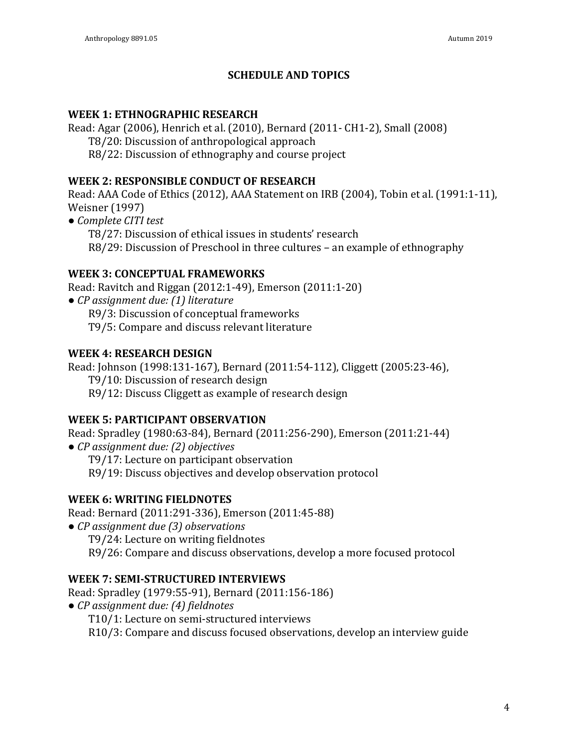## SCHEDULE AND TOPICS

### WEEK 1: ETHNOGRAPHIC RESEARCH

Read: Agar (2006), Henrich et al. (2010), Bernard (2011- CH1-2), Small (2008)

T8/20: Discussion of anthropological approach
R8/22: Discussion of ethnography and course project

### WEEK 2: RESPONSIBLE CONDUCT OF RESEARCH

Read: AAA Code of Ethics (2012), AAA Statement on IRB (2004), Tobin et al. (1991:1-11), Weisner (1997)

- *Complete CITI test*

T8/27: Discussion of ethical issues in students' research
R8/29: Discussion of Preschool in three cultures – an example of ethnography

### WEEK 3: CONCEPTUAL FRAMEWORKS

Read: Ravitch and Riggan (2012:1-49), Emerson (2011:1-20)

- *CP assignment due: (1) literature*

R9/3: Discussion of conceptual frameworks
T9/5: Compare and discuss relevant literature

### WEEK 4: RESEARCH DESIGN

Read: Johnson (1998:131-167), Bernard (2011:54-112), Cliggett (2005:23-46),

T9/10: Discussion of research design
R9/12: Discuss Cliggett as example of research design

### WEEK 5: PARTICIPANT OBSERVATION

Read: Spradley (1980:63-84), Bernard (2011:256-290), Emerson (2011:21-44)

- *CP assignment due: (2) objectives*

T9/17: Lecture on participant observation
R9/19: Discuss objectives and develop observation protocol

### WEEK 6: WRITING FIELDNOTES

Read: Bernard (2011:291-336), Emerson (2011:45-88)

- *CP assignment due (3) observations*

T9/24: Lecture on writing fieldnotes
R9/26: Compare and discuss observations, develop a more focused protocol

### WEEK 7: SEMI-STRUCTURED INTERVIEWS

Read: Spradley (1979:55-91), Bernard (2011:156-186)

- *CP assignment due: (4) fieldnotes*

T10/1: Lecture on semi-structured interviews
R10/3: Compare and discuss focused observations, develop an interview guide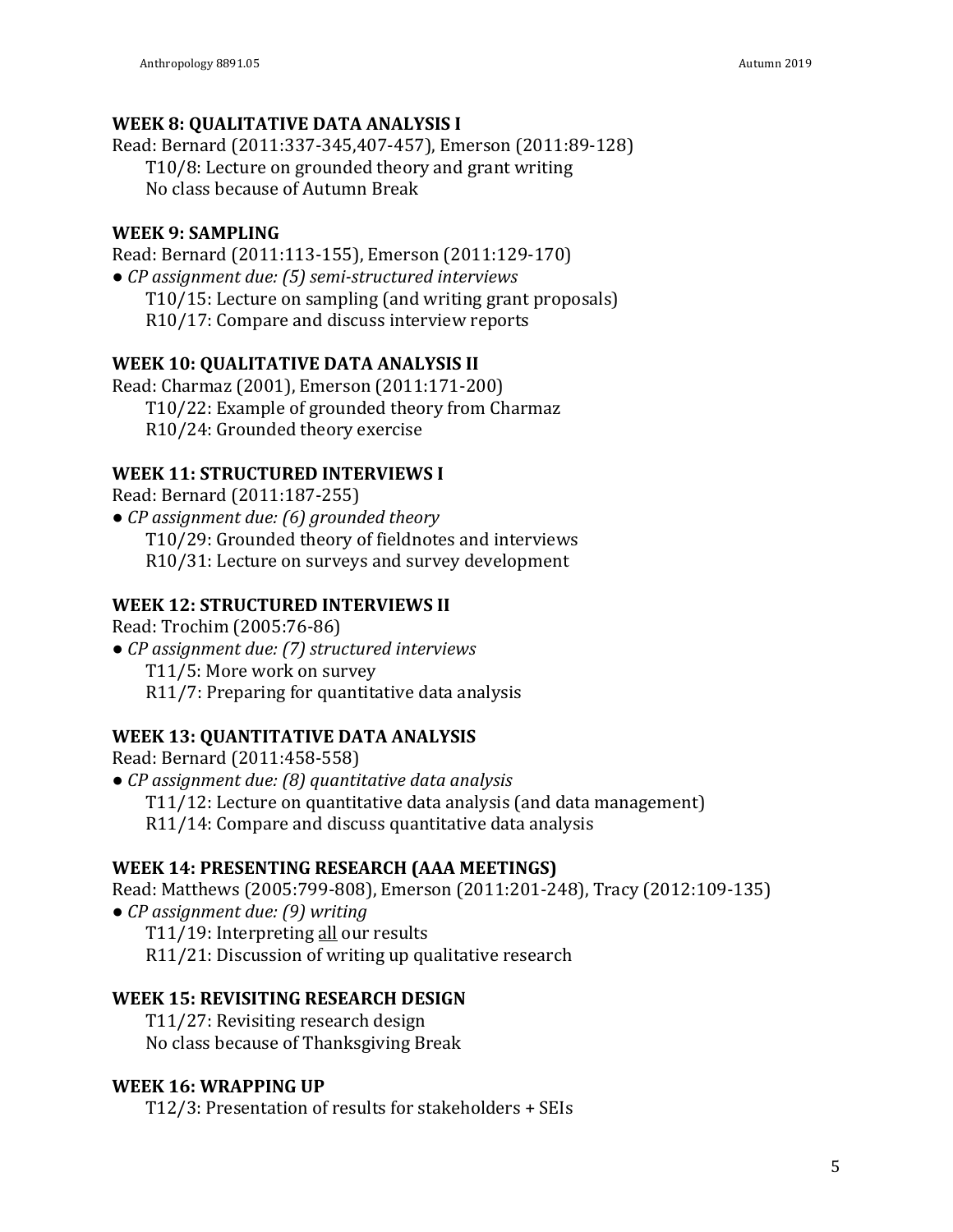### WEEK 8: QUALITATIVE DATA ANALYSIS I

Read: Bernard (2011:337-345,407-457), Emerson (2011:89-128)

T10/8: Lecture on grounded theory and grant writing
No class because of Autumn Break

### WEEK 9: SAMPLING

Read: Bernard (2011:113-155), Emerson (2011:129-170)

● *CP assignment due: (5) semi-structured interviews*

T10/15: Lecture on sampling (and writing grant proposals)
R10/17: Compare and discuss interview reports

### WEEK 10: QUALITATIVE DATA ANALYSIS II

Read: Charmaz (2001), Emerson (2011:171-200)

T10/22: Example of grounded theory from Charmaz
R10/24: Grounded theory exercise

### WEEK 11: STRUCTURED INTERVIEWS I

Read: Bernard (2011:187-255)

● *CP assignment due: (6) grounded theory*

T10/29: Grounded theory of fieldnotes and interviews
R10/31: Lecture on surveys and survey development

### WEEK 12: STRUCTURED INTERVIEWS II

Read: Trochim (2005:76-86)

● *CP assignment due: (7) structured interviews*

T11/5: More work on survey
R11/7: Preparing for quantitative data analysis

### WEEK 13: QUANTITATIVE DATA ANALYSIS

Read: Bernard (2011:458-558)

● *CP assignment due: (8) quantitative data analysis*

T11/12: Lecture on quantitative data analysis (and data management)
R11/14: Compare and discuss quantitative data analysis

### WEEK 14: PRESENTING RESEARCH (AAA MEETINGS)

Read: Matthews (2005:799-808), Emerson (2011:201-248), Tracy (2012:109-135)

● *CP assignment due: (9) writing*

T11/19: Interpreting <u>all</u> our results
R11/21: Discussion of writing up qualitative research

### WEEK 15: REVISITING RESEARCH DESIGN

T11/27: Revisiting research design
No class because of Thanksgiving Break

### WEEK 16: WRAPPING UP

T12/3: Presentation of results for stakeholders + SEIs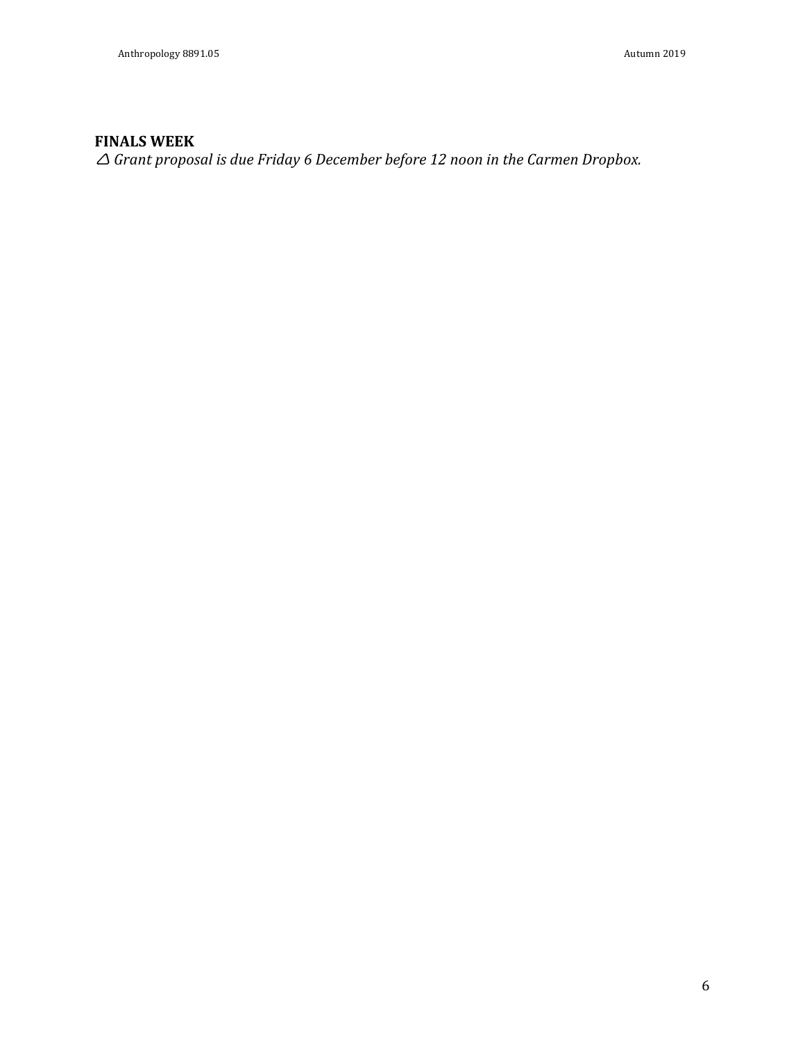**FINALS WEEK**

△ *Grant proposal is due Friday 6 December before 12 noon in the Carmen Dropbox.*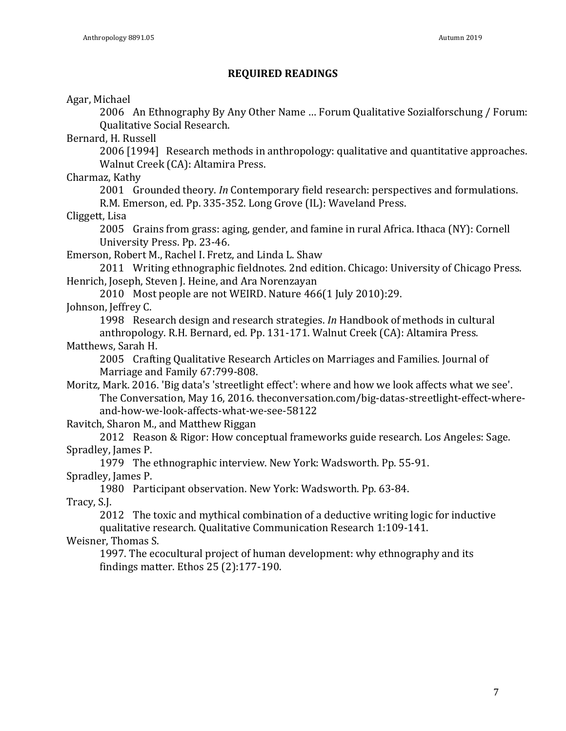## REQUIRED READINGS

Agar, Michael

2006 An Ethnography By Any Other Name … Forum Qualitative Sozialforschung / Forum: Qualitative Social Research.

Bernard, H. Russell

2006 [1994] Research methods in anthropology: qualitative and quantitative approaches. Walnut Creek (CA): Altamira Press.

Charmaz, Kathy

2001 Grounded theory. *In* Contemporary field research: perspectives and formulations. R.M. Emerson, ed. Pp. 335-352. Long Grove (IL): Waveland Press.

Cliggett, Lisa

2005 Grains from grass: aging, gender, and famine in rural Africa. Ithaca (NY): Cornell University Press. Pp. 23-46.

Emerson, Robert M., Rachel I. Fretz, and Linda L. Shaw

2011 Writing ethnographic fieldnotes. 2nd edition. Chicago: University of Chicago Press.

Henrich, Joseph, Steven J. Heine, and Ara Norenzayan

2010 Most people are not WEIRD. Nature 466(1 July 2010):29.

Johnson, Jeffrey C.

1998 Research design and research strategies. *In* Handbook of methods in cultural anthropology. R.H. Bernard, ed. Pp. 131-171. Walnut Creek (CA): Altamira Press.

Matthews, Sarah H.

2005 Crafting Qualitative Research Articles on Marriages and Families. Journal of Marriage and Family 67:799-808.

Moritz, Mark. 2016. 'Big data's 'streetlight effect': where and how we look affects what we see'. The Conversation, May 16, 2016. theconversation.com/big-datas-streetlight-effect-where-and-how-we-look-affects-what-we-see-58122

Ravitch, Sharon M., and Matthew Riggan

2012 Reason & Rigor: How conceptual frameworks guide research. Los Angeles: Sage.

Spradley, James P.

1979 The ethnographic interview. New York: Wadsworth. Pp. 55-91.

Spradley, James P.

1980 Participant observation. New York: Wadsworth. Pp. 63-84.

Tracy, S.J.

2012 The toxic and mythical combination of a deductive writing logic for inductive qualitative research. Qualitative Communication Research 1:109-141.

Weisner, Thomas S.

1997. The ecocultural project of human development: why ethnography and its findings matter. Ethos 25 (2):177-190.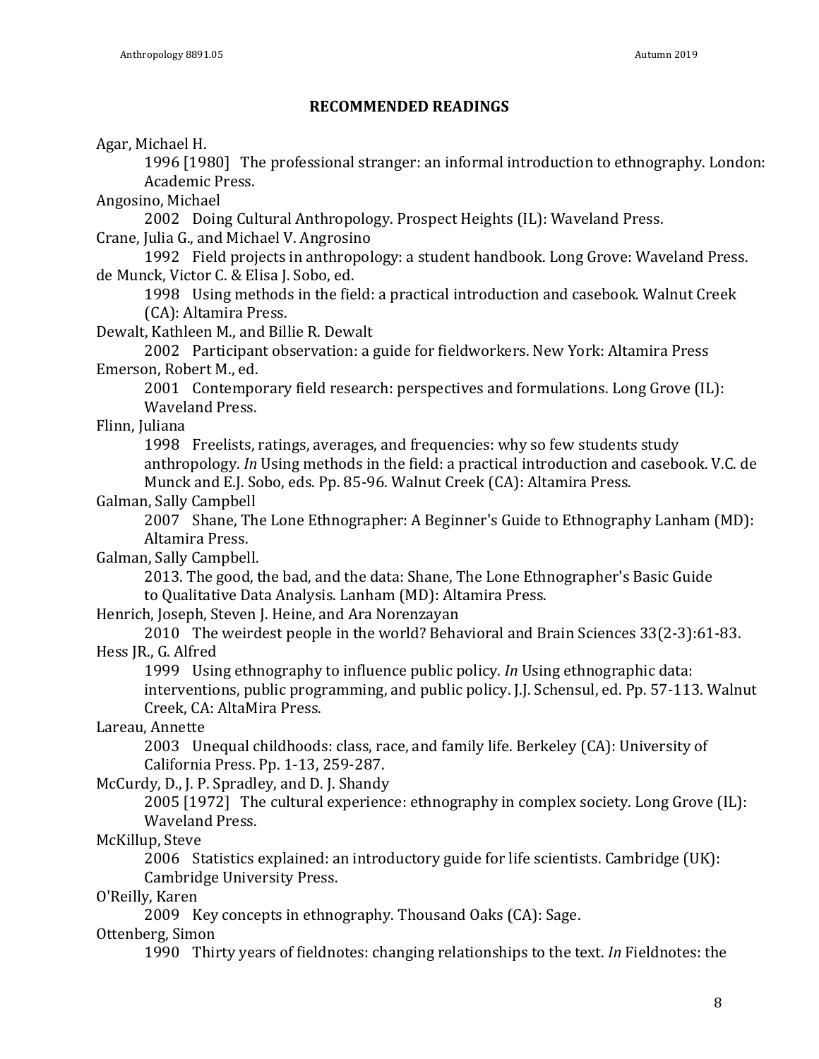## RECOMMENDED READINGS

Agar, Michael H.

1996 [1980] The professional stranger: an informal introduction to ethnography. London: Academic Press.

Angosino, Michael

2002 Doing Cultural Anthropology. Prospect Heights (IL): Waveland Press.

Crane, Julia G., and Michael V. Angrosino

1992 Field projects in anthropology: a student handbook. Long Grove: Waveland Press.

de Munck, Victor C. & Elisa J. Sobo, ed.

1998 Using methods in the field: a practical introduction and casebook. Walnut Creek (CA): Altamira Press.

Dewalt, Kathleen M., and Billie R. Dewalt

2002 Participant observation: a guide for fieldworkers. New York: Altamira Press

Emerson, Robert M., ed.

2001 Contemporary field research: perspectives and formulations. Long Grove (IL): Waveland Press.

Flinn, Juliana

1998 Freelists, ratings, averages, and frequencies: why so few students study anthropology. *In* Using methods in the field: a practical introduction and casebook. V.C. de Munck and E.J. Sobo, eds. Pp. 85-96. Walnut Creek (CA): Altamira Press.

Galman, Sally Campbell

2007 Shane, The Lone Ethnographer: A Beginner's Guide to Ethnography Lanham (MD): Altamira Press.

Galman, Sally Campbell.

2013. The good, the bad, and the data: Shane, The Lone Ethnographer's Basic Guide to Qualitative Data Analysis. Lanham (MD): Altamira Press.

Henrich, Joseph, Steven J. Heine, and Ara Norenzayan

2010 The weirdest people in the world? Behavioral and Brain Sciences 33(2-3):61-83.

Hess JR., G. Alfred

1999 Using ethnography to influence public policy. *In* Using ethnographic data: interventions, public programming, and public policy. J.J. Schensul, ed. Pp. 57-113. Walnut Creek, CA: AltaMira Press.

Lareau, Annette

2003 Unequal childhoods: class, race, and family life. Berkeley (CA): University of California Press. Pp. 1-13, 259-287.

McCurdy, D., J. P. Spradley, and D. J. Shandy

2005 [1972] The cultural experience: ethnography in complex society. Long Grove (IL): Waveland Press.

McKillup, Steve

2006 Statistics explained: an introductory guide for life scientists. Cambridge (UK): Cambridge University Press.

O'Reilly, Karen

2009 Key concepts in ethnography. Thousand Oaks (CA): Sage.

Ottenberg, Simon

1990 Thirty years of fieldnotes: changing relationships to the text. *In* Fieldnotes: the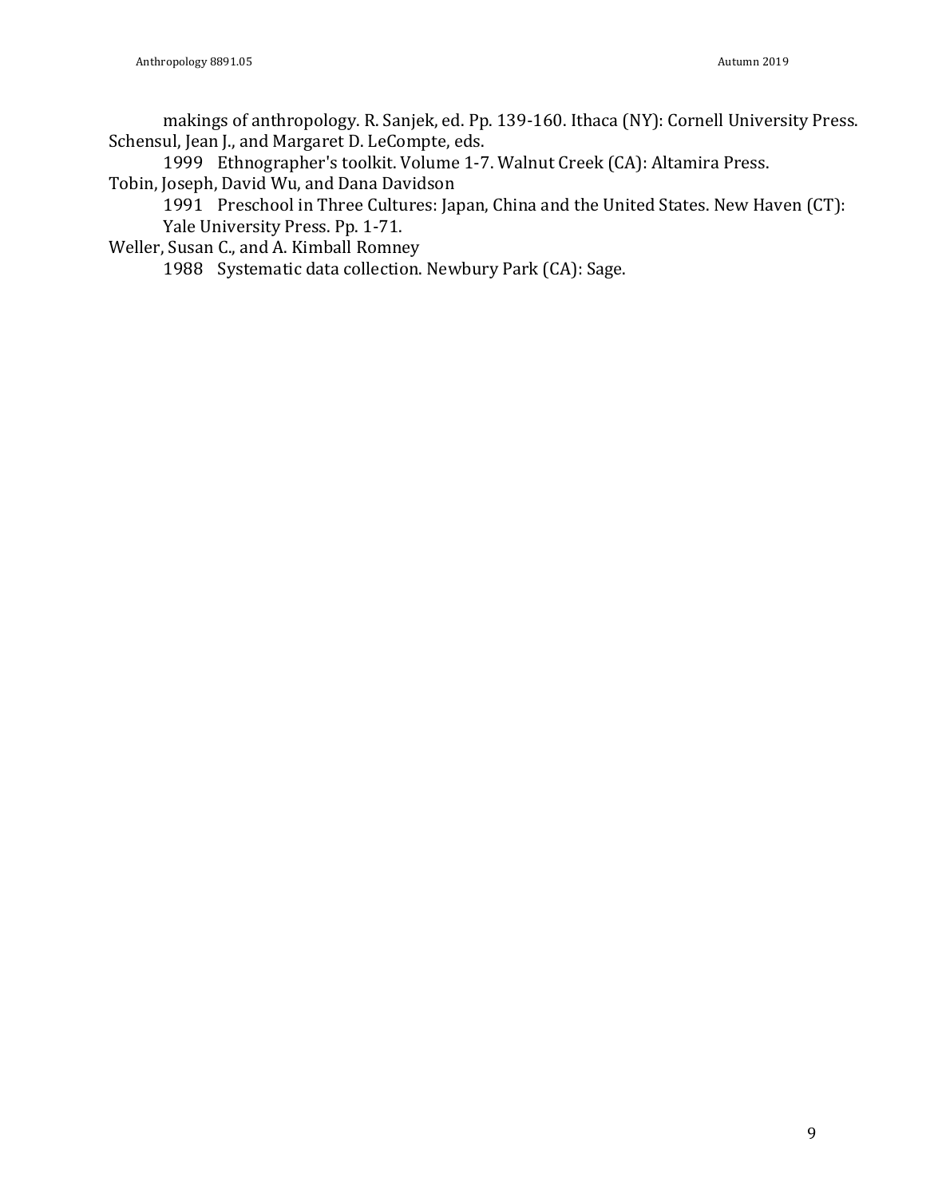makings of anthropology. R. Sanjek, ed. Pp. 139-160. Ithaca (NY): Cornell University Press.

Schensul, Jean J., and Margaret D. LeCompte, eds.

1999 Ethnographer's toolkit. Volume 1-7. Walnut Creek (CA): Altamira Press.

Tobin, Joseph, David Wu, and Dana Davidson

1991 Preschool in Three Cultures: Japan, China and the United States. New Haven (CT): Yale University Press. Pp. 1-71.

Weller, Susan C., and A. Kimball Romney

1988 Systematic data collection. Newbury Park (CA): Sage.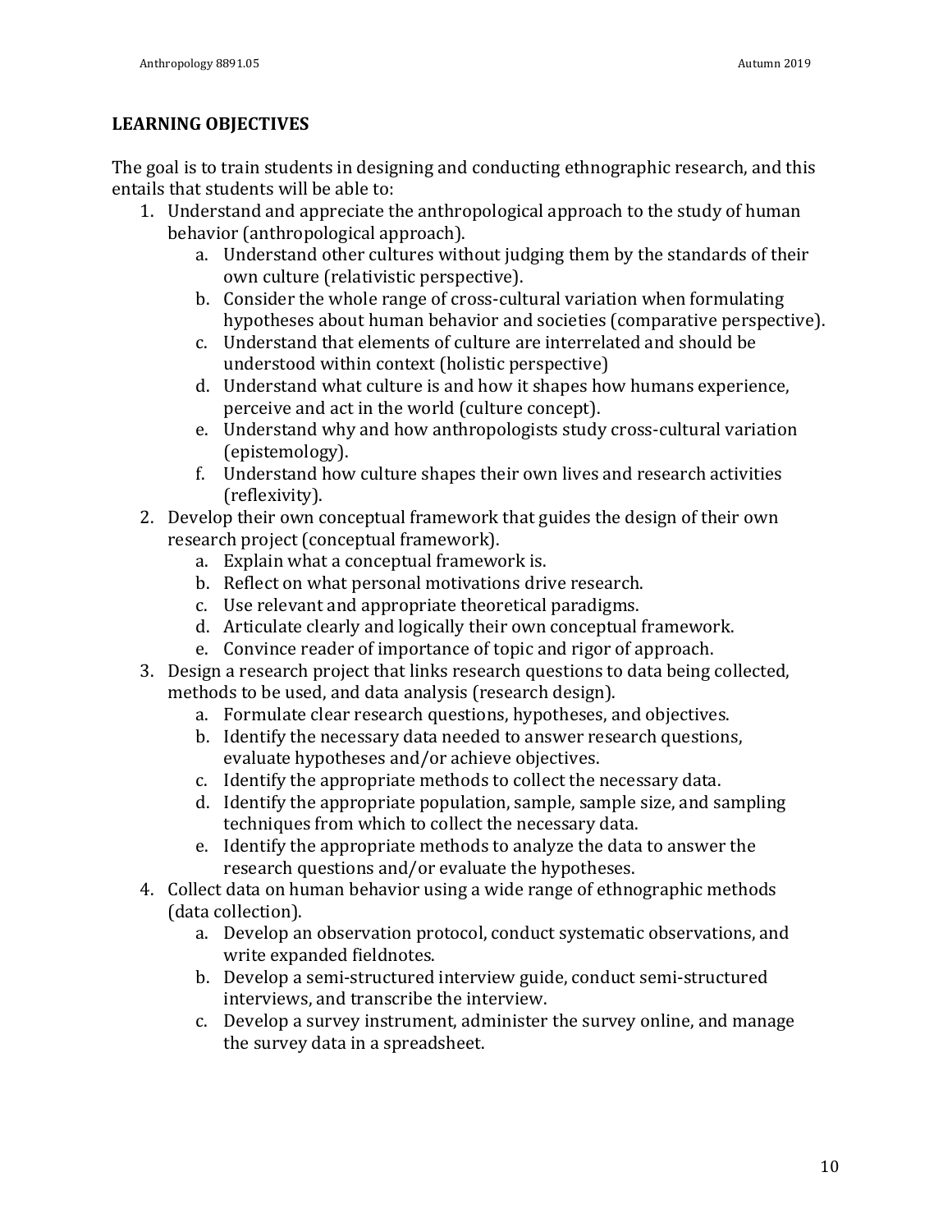## LEARNING OBJECTIVES

The goal is to train students in designing and conducting ethnographic research, and this entails that students will be able to:

1. Understand and appreciate the anthropological approach to the study of human behavior (anthropological approach).
    a. Understand other cultures without judging them by the standards of their own culture (relativistic perspective).
    b. Consider the whole range of cross-cultural variation when formulating hypotheses about human behavior and societies (comparative perspective).
    c. Understand that elements of culture are interrelated and should be understood within context (holistic perspective)
    d. Understand what culture is and how it shapes how humans experience, perceive and act in the world (culture concept).
    e. Understand why and how anthropologists study cross-cultural variation (epistemology).
    f. Understand how culture shapes their own lives and research activities (reflexivity).
2. Develop their own conceptual framework that guides the design of their own research project (conceptual framework).
    a. Explain what a conceptual framework is.
    b. Reflect on what personal motivations drive research.
    c. Use relevant and appropriate theoretical paradigms.
    d. Articulate clearly and logically their own conceptual framework.
    e. Convince reader of importance of topic and rigor of approach.
3. Design a research project that links research questions to data being collected, methods to be used, and data analysis (research design).
    a. Formulate clear research questions, hypotheses, and objectives.
    b. Identify the necessary data needed to answer research questions, evaluate hypotheses and/or achieve objectives.
    c. Identify the appropriate methods to collect the necessary data.
    d. Identify the appropriate population, sample, sample size, and sampling techniques from which to collect the necessary data.
    e. Identify the appropriate methods to analyze the data to answer the research questions and/or evaluate the hypotheses.
4. Collect data on human behavior using a wide range of ethnographic methods (data collection).
    a. Develop an observation protocol, conduct systematic observations, and write expanded fieldnotes.
    b. Develop a semi-structured interview guide, conduct semi-structured interviews, and transcribe the interview.
    c. Develop a survey instrument, administer the survey online, and manage the survey data in a spreadsheet.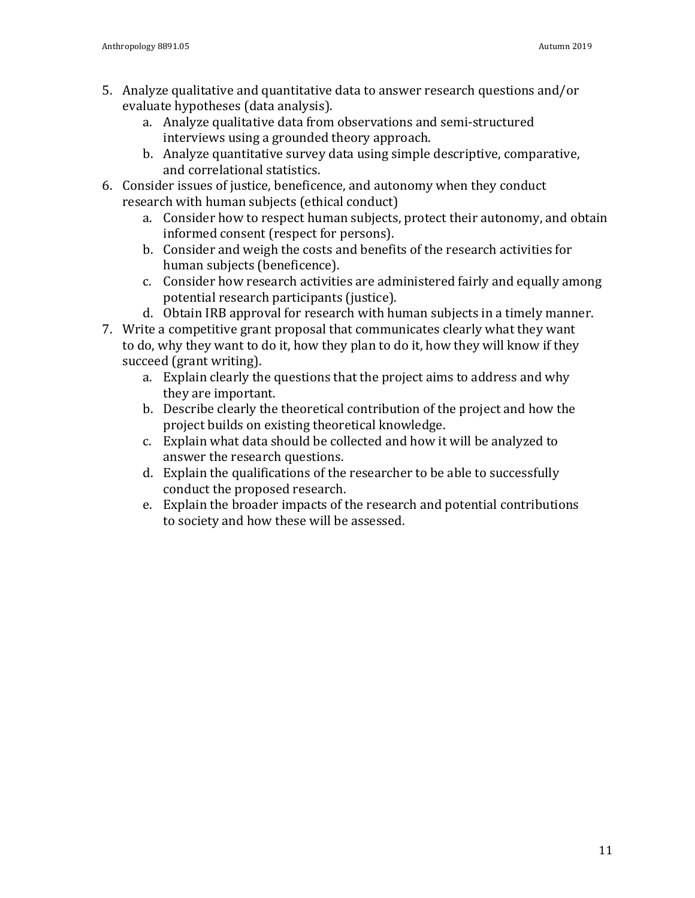5. Analyze qualitative and quantitative data to answer research questions and/or evaluate hypotheses (data analysis).
    a. Analyze qualitative data from observations and semi-structured interviews using a grounded theory approach.
    b. Analyze quantitative survey data using simple descriptive, comparative, and correlational statistics.
6. Consider issues of justice, beneficence, and autonomy when they conduct research with human subjects (ethical conduct)
    a. Consider how to respect human subjects, protect their autonomy, and obtain informed consent (respect for persons).
    b. Consider and weigh the costs and benefits of the research activities for human subjects (beneficence).
    c. Consider how research activities are administered fairly and equally among potential research participants (justice).
    d. Obtain IRB approval for research with human subjects in a timely manner.
7. Write a competitive grant proposal that communicates clearly what they want to do, why they want to do it, how they plan to do it, how they will know if they succeed (grant writing).
    a. Explain clearly the questions that the project aims to address and why they are important.
    b. Describe clearly the theoretical contribution of the project and how the project builds on existing theoretical knowledge.
    c. Explain what data should be collected and how it will be analyzed to answer the research questions.
    d. Explain the qualifications of the researcher to be able to successfully conduct the proposed research.
    e. Explain the broader impacts of the research and potential contributions to society and how these will be assessed.